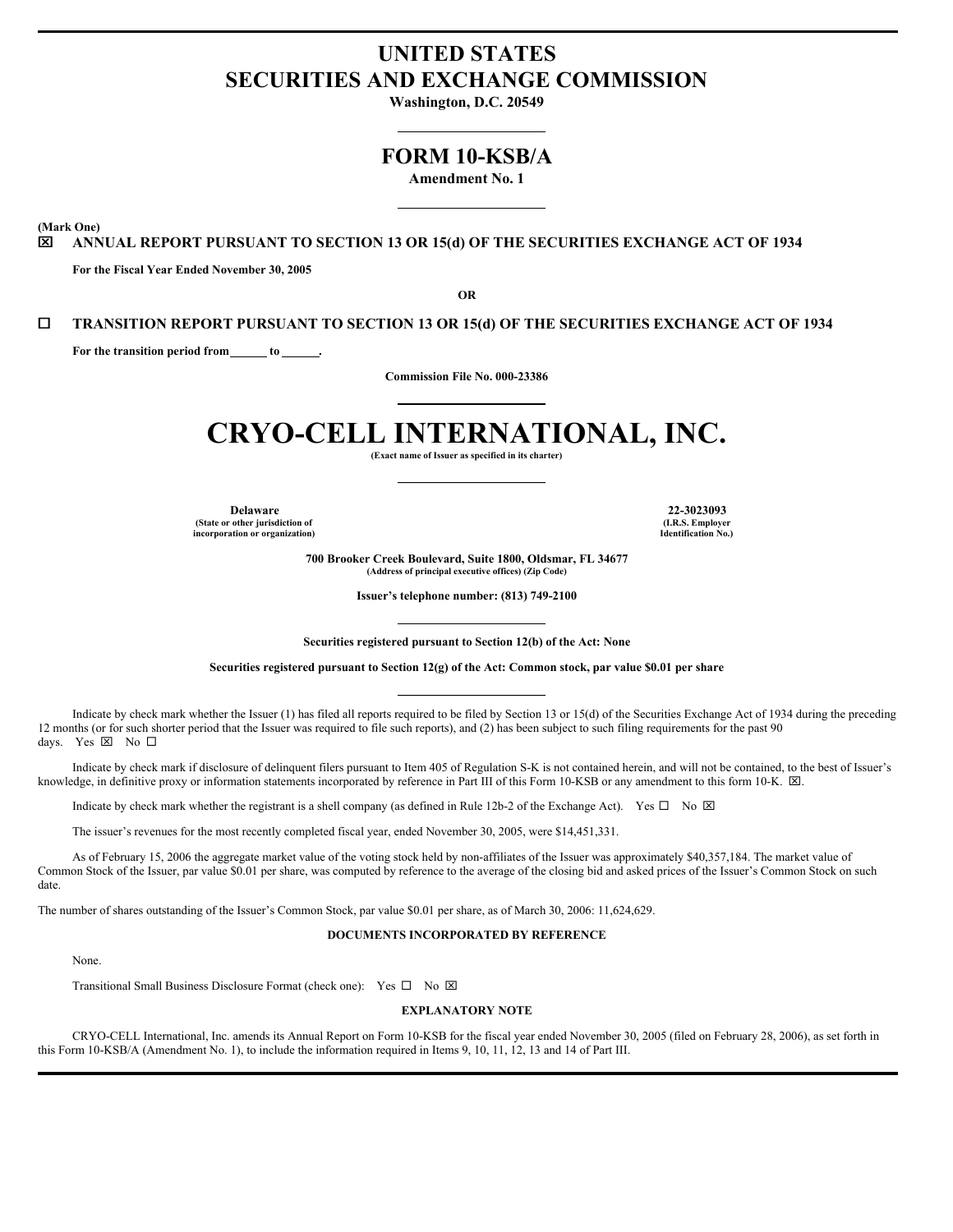# UNITED STATES
# SECURITIES AND EXCHANGE COMMISSION

**Washington, D.C. 20549**

---

## FORM 10-KSB/A

**Amendment No. 1**

---

**(Mark One)**

☒ **ANNUAL REPORT PURSUANT TO SECTION 13 OR 15(d) OF THE SECURITIES EXCHANGE ACT OF 1934**

**For the Fiscal Year Ended November 30, 2005**

**OR**

☐ **TRANSITION REPORT PURSUANT TO SECTION 13 OR 15(d) OF THE SECURITIES EXCHANGE ACT OF 1934**

**For the transition period from ______ to ______.**

**Commission File No. 000-23386**

---

# CRYO-CELL INTERNATIONAL, INC.

**(Exact name of Issuer as specified in its charter)**

---

| **Delaware** | **22-3023093** |
|---|---|
| **(State or other jurisdiction of incorporation or organization)** | **(I.R.S. Employer Identification No.)** |

**700 Brooker Creek Boulevard, Suite 1800, Oldsmar, FL 34677**
**(Address of principal executive offices) (Zip Code)**

**Issuer's telephone number: (813) 749-2100**

---

**Securities registered pursuant to Section 12(b) of the Act: None**

**Securities registered pursuant to Section 12(g) of the Act: Common stock, par value $0.01 per share**

---

Indicate by check mark whether the Issuer (1) has filed all reports required to be filed by Section 13 or 15(d) of the Securities Exchange Act of 1934 during the preceding 12 months (or for such shorter period that the Issuer was required to file such reports), and (2) has been subject to such filing requirements for the past 90 days. Yes ☒ No ☐

Indicate by check mark if disclosure of delinquent filers pursuant to Item 405 of Regulation S-K is not contained herein, and will not be contained, to the best of Issuer's knowledge, in definitive proxy or information statements incorporated by reference in Part III of this Form 10-KSB or any amendment to this form 10-K. ☒.

Indicate by check mark whether the registrant is a shell company (as defined in Rule 12b-2 of the Exchange Act). Yes ☐ No ☒

The issuer's revenues for the most recently completed fiscal year, ended November 30, 2005, were $14,451,331.

As of February 15, 2006 the aggregate market value of the voting stock held by non-affiliates of the Issuer was approximately $40,357,184. The market value of Common Stock of the Issuer, par value $0.01 per share, was computed by reference to the average of the closing bid and asked prices of the Issuer's Common Stock on such date.

The number of shares outstanding of the Issuer's Common Stock, par value $0.01 per share, as of March 30, 2006: 11,624,629.

**DOCUMENTS INCORPORATED BY REFERENCE**

None.

Transitional Small Business Disclosure Format (check one): Yes ☐ No ☒

**EXPLANATORY NOTE**

CRYO-CELL International, Inc. amends its Annual Report on Form 10-KSB for the fiscal year ended November 30, 2005 (filed on February 28, 2006), as set forth in this Form 10-KSB/A (Amendment No. 1), to include the information required in Items 9, 10, 11, 12, 13 and 14 of Part III.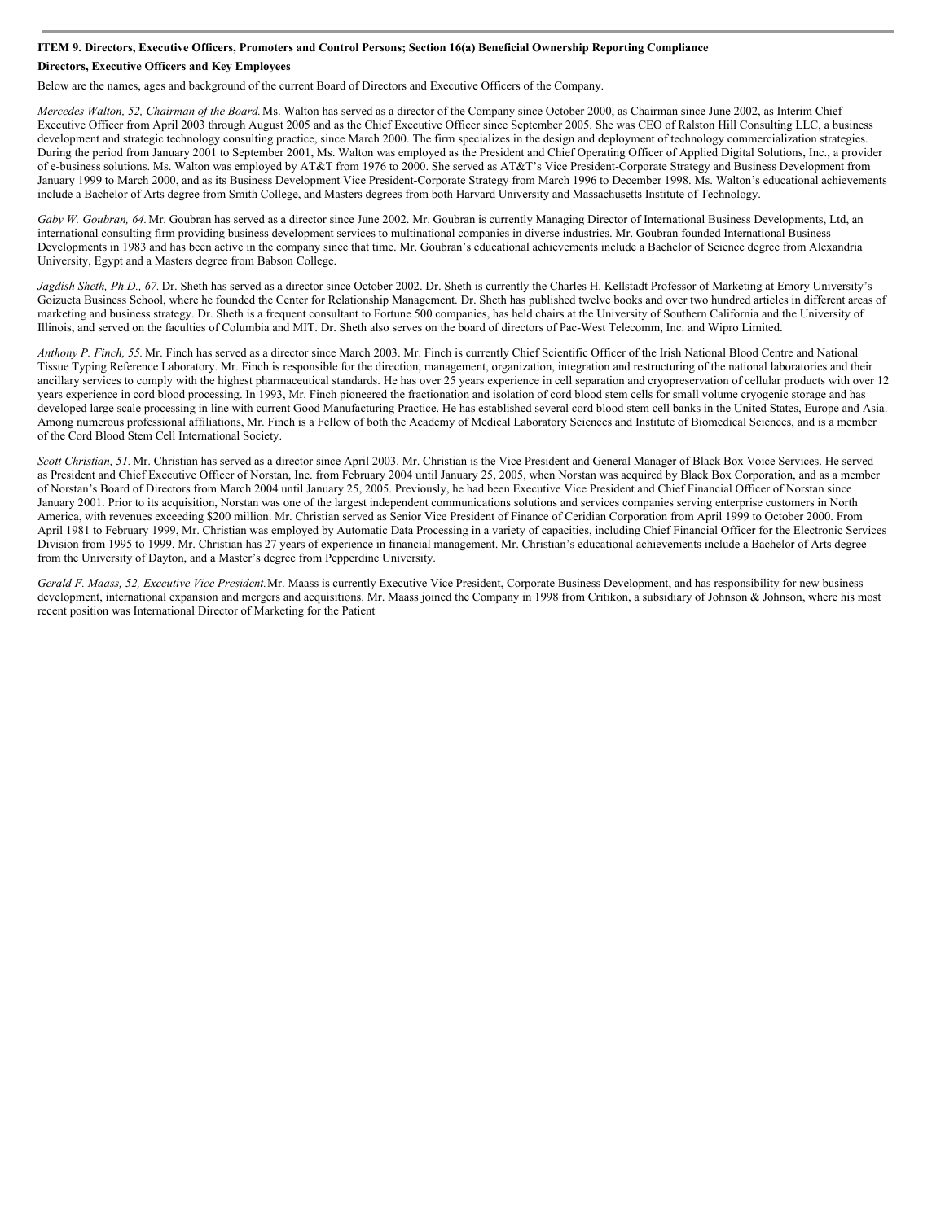**ITEM 9. Directors, Executive Officers, Promoters and Control Persons; Section 16(a) Beneficial Ownership Reporting Compliance**

**Directors, Executive Officers and Key Employees**

Below are the names, ages and background of the current Board of Directors and Executive Officers of the Company.

*Mercedes Walton, 52, Chairman of the Board.* Ms. Walton has served as a director of the Company since October 2000, as Chairman since June 2002, as Interim Chief Executive Officer from April 2003 through August 2005 and as the Chief Executive Officer since September 2005. She was CEO of Ralston Hill Consulting LLC, a business development and strategic technology consulting practice, since March 2000. The firm specializes in the design and deployment of technology commercialization strategies. During the period from January 2001 to September 2001, Ms. Walton was employed as the President and Chief Operating Officer of Applied Digital Solutions, Inc., a provider of e-business solutions. Ms. Walton was employed by AT&T from 1976 to 2000. She served as AT&T's Vice President-Corporate Strategy and Business Development from January 1999 to March 2000, and as its Business Development Vice President-Corporate Strategy from March 1996 to December 1998. Ms. Walton's educational achievements include a Bachelor of Arts degree from Smith College, and Masters degrees from both Harvard University and Massachusetts Institute of Technology.

*Gaby W. Goubran, 64.* Mr. Goubran has served as a director since June 2002. Mr. Goubran is currently Managing Director of International Business Developments, Ltd, an international consulting firm providing business development services to multinational companies in diverse industries. Mr. Goubran founded International Business Developments in 1983 and has been active in the company since that time. Mr. Goubran's educational achievements include a Bachelor of Science degree from Alexandria University, Egypt and a Masters degree from Babson College.

*Jagdish Sheth, Ph.D., 67.* Dr. Sheth has served as a director since October 2002. Dr. Sheth is currently the Charles H. Kellstadt Professor of Marketing at Emory University's Goizueta Business School, where he founded the Center for Relationship Management. Dr. Sheth has published twelve books and over two hundred articles in different areas of marketing and business strategy. Dr. Sheth is a frequent consultant to Fortune 500 companies, has held chairs at the University of Southern California and the University of Illinois, and served on the faculties of Columbia and MIT. Dr. Sheth also serves on the board of directors of Pac-West Telecomm, Inc. and Wipro Limited.

*Anthony P. Finch, 55.* Mr. Finch has served as a director since March 2003. Mr. Finch is currently Chief Scientific Officer of the Irish National Blood Centre and National Tissue Typing Reference Laboratory. Mr. Finch is responsible for the direction, management, organization, integration and restructuring of the national laboratories and their ancillary services to comply with the highest pharmaceutical standards. He has over 25 years experience in cell separation and cryopreservation of cellular products with over 12 years experience in cord blood processing. In 1993, Mr. Finch pioneered the fractionation and isolation of cord blood stem cells for small volume cryogenic storage and has developed large scale processing in line with current Good Manufacturing Practice. He has established several cord blood stem cell banks in the United States, Europe and Asia. Among numerous professional affiliations, Mr. Finch is a Fellow of both the Academy of Medical Laboratory Sciences and Institute of Biomedical Sciences, and is a member of the Cord Blood Stem Cell International Society.

*Scott Christian, 51.* Mr. Christian has served as a director since April 2003. Mr. Christian is the Vice President and General Manager of Black Box Voice Services. He served as President and Chief Executive Officer of Norstan, Inc. from February 2004 until January 25, 2005, when Norstan was acquired by Black Box Corporation, and as a member of Norstan's Board of Directors from March 2004 until January 25, 2005. Previously, he had been Executive Vice President and Chief Financial Officer of Norstan since January 2001. Prior to its acquisition, Norstan was one of the largest independent communications solutions and services companies serving enterprise customers in North America, with revenues exceeding $200 million. Mr. Christian served as Senior Vice President of Finance of Ceridian Corporation from April 1999 to October 2000. From April 1981 to February 1999, Mr. Christian was employed by Automatic Data Processing in a variety of capacities, including Chief Financial Officer for the Electronic Services Division from 1995 to 1999. Mr. Christian has 27 years of experience in financial management. Mr. Christian's educational achievements include a Bachelor of Arts degree from the University of Dayton, and a Master's degree from Pepperdine University.

*Gerald F. Maass, 52, Executive Vice President.* Mr. Maass is currently Executive Vice President, Corporate Business Development, and has responsibility for new business development, international expansion and mergers and acquisitions. Mr. Maass joined the Company in 1998 from Critikon, a subsidiary of Johnson & Johnson, where his most recent position was International Director of Marketing for the Patient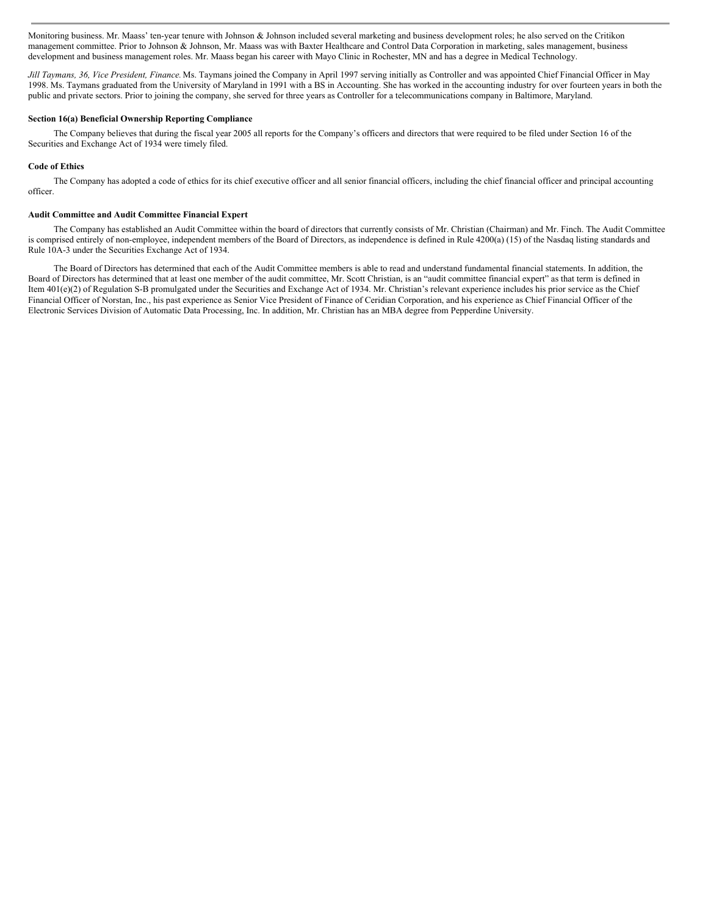Monitoring business. Mr. Maass' ten-year tenure with Johnson & Johnson included several marketing and business development roles; he also served on the Critikon management committee. Prior to Johnson & Johnson, Mr. Maass was with Baxter Healthcare and Control Data Corporation in marketing, sales management, business development and business management roles. Mr. Maass began his career with Mayo Clinic in Rochester, MN and has a degree in Medical Technology.

*Jill Taymans, 36, Vice President, Finance.* Ms. Taymans joined the Company in April 1997 serving initially as Controller and was appointed Chief Financial Officer in May 1998. Ms. Taymans graduated from the University of Maryland in 1991 with a BS in Accounting. She has worked in the accounting industry for over fourteen years in both the public and private sectors. Prior to joining the company, she served for three years as Controller for a telecommunications company in Baltimore, Maryland.

**Section 16(a) Beneficial Ownership Reporting Compliance**

The Company believes that during the fiscal year 2005 all reports for the Company's officers and directors that were required to be filed under Section 16 of the Securities and Exchange Act of 1934 were timely filed.

**Code of Ethics**

The Company has adopted a code of ethics for its chief executive officer and all senior financial officers, including the chief financial officer and principal accounting officer.

**Audit Committee and Audit Committee Financial Expert**

The Company has established an Audit Committee within the board of directors that currently consists of Mr. Christian (Chairman) and Mr. Finch. The Audit Committee is comprised entirely of non-employee, independent members of the Board of Directors, as independence is defined in Rule 4200(a) (15) of the Nasdaq listing standards and Rule 10A-3 under the Securities Exchange Act of 1934.

The Board of Directors has determined that each of the Audit Committee members is able to read and understand fundamental financial statements. In addition, the Board of Directors has determined that at least one member of the audit committee, Mr. Scott Christian, is an "audit committee financial expert" as that term is defined in Item 401(e)(2) of Regulation S-B promulgated under the Securities and Exchange Act of 1934. Mr. Christian's relevant experience includes his prior service as the Chief Financial Officer of Norstan, Inc., his past experience as Senior Vice President of Finance of Ceridian Corporation, and his experience as Chief Financial Officer of the Electronic Services Division of Automatic Data Processing, Inc. In addition, Mr. Christian has an MBA degree from Pepperdine University.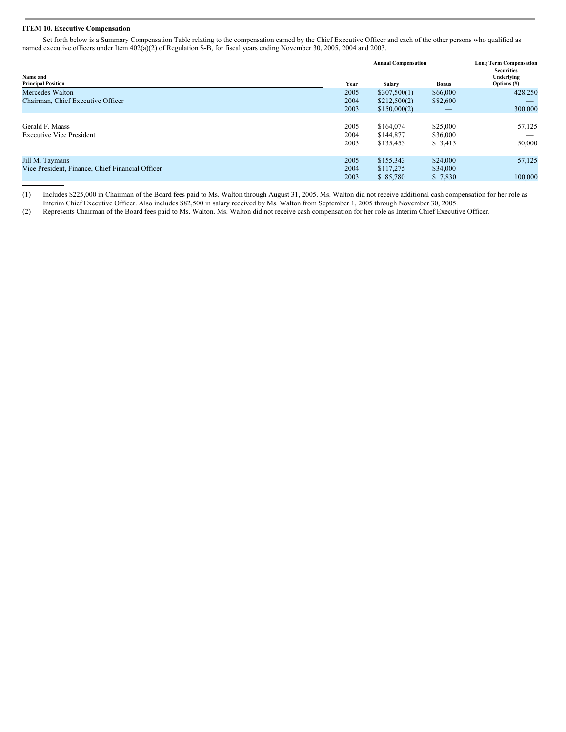**ITEM 10. Executive Compensation**

Set forth below is a Summary Compensation Table relating to the compensation earned by the Chief Executive Officer and each of the other persons who qualified as named executive officers under Item 402(a)(2) of Regulation S-B, for fiscal years ending November 30, 2005, 2004 and 2003.

| Name and Principal Position | Year | Annual Compensation | | Long Term Compensation |
|---|---|---|---|---|
| | | Salary | Bonus | Securities Underlying Options (#) |
| Mercedes Walton | 2005 | $307,500(1) | $66,000 | 428,250 |
| Chairman, Chief Executive Officer | 2004 | $212,500(2) | $82,600 | — |
| | 2003 | $150,000(2) | — | 300,000 |
| Gerald F. Maass | 2005 | $164,074 | $25,000 | 57,125 |
| Executive Vice President | 2004 | $144,877 | $36,000 | — |
| | 2003 | $135,453 | $ 3,413 | 50,000 |
| Jill M. Taymans | 2005 | $155,343 | $24,000 | 57,125 |
| Vice President, Finance, Chief Financial Officer | 2004 | $117,275 | $34,000 | — |
| | 2003 | $ 85,780 | $ 7,830 | 100,000 |

(1) Includes $225,000 in Chairman of the Board fees paid to Ms. Walton through August 31, 2005. Ms. Walton did not receive additional cash compensation for her role as Interim Chief Executive Officer. Also includes $82,500 in salary received by Ms. Walton from September 1, 2005 through November 30, 2005.

(2) Represents Chairman of the Board fees paid to Ms. Walton. Ms. Walton did not receive cash compensation for her role as Interim Chief Executive Officer.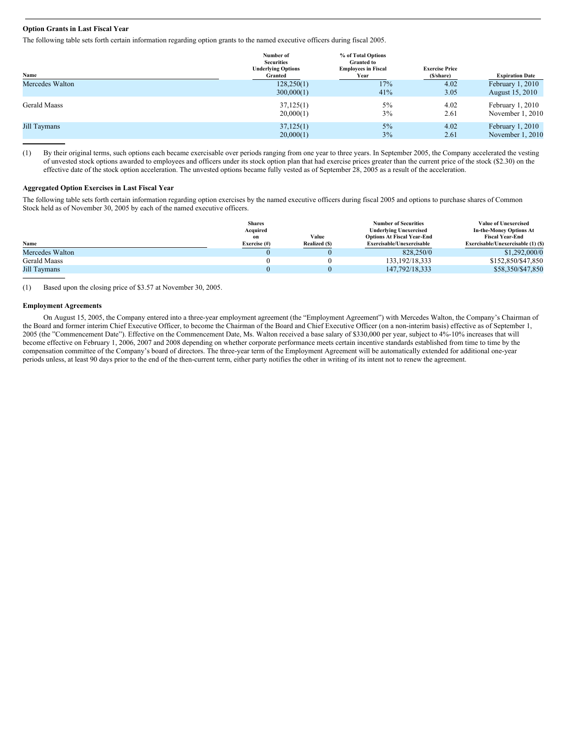**Option Grants in Last Fiscal Year**

The following table sets forth certain information regarding option grants to the named executive officers during fiscal 2005.

| Name | Number of Securities Underlying Options Granted | % of Total Options Granted to Employees in Fiscal Year | Exercise Price ($/share) | Expiration Date |
|---|---|---|---|---|
| Mercedes Walton | 128,250(1) | 17% | 4.02 | February 1, 2010 |
| | 300,000(1) | 41% | 3.05 | August 15, 2010 |
| Gerald Maass | 37,125(1) | 5% | 4.02 | February 1, 2010 |
| | 20,000(1) | 3% | 2.61 | November 1, 2010 |
| Jill Taymans | 37,125(1) | 5% | 4.02 | February 1, 2010 |
| | 20,000(1) | 3% | 2.61 | November 1, 2010 |

(1) By their original terms, such options each became exercisable over periods ranging from one year to three years. In September 2005, the Company accelerated the vesting of unvested stock options awarded to employees and officers under its stock option plan that had exercise prices greater than the current price of the stock ($2.30) on the effective date of the stock option acceleration. The unvested options became fully vested as of September 28, 2005 as a result of the acceleration.

**Aggregated Option Exercises in Last Fiscal Year**

The following table sets forth certain information regarding option exercises by the named executive officers during fiscal 2005 and options to purchase shares of Common Stock held as of November 30, 2005 by each of the named executive officers.

| Name | Shares Acquired on Exercise (#) | Value Realized ($) | Number of Securities Underlying Unexercised Options At Fiscal Year-End Exercisable/Unexercisable | Value of Unexercised In-the-Money Options At Fiscal Year-End Exercisable/Unexercisable (1) ($) |
|---|---|---|---|---|
| Mercedes Walton | 0 | 0 | 828,250/0 | $1,292,000/0 |
| Gerald Maass | 0 | 0 | 133,192/18,333 | $152,850/$47,850 |
| Jill Taymans | 0 | 0 | 147,792/18,333 | $58,350/$47,850 |

(1) Based upon the closing price of $3.57 at November 30, 2005.

**Employment Agreements**

On August 15, 2005, the Company entered into a three-year employment agreement (the "Employment Agreement") with Mercedes Walton, the Company's Chairman of the Board and former interim Chief Executive Officer, to become the Chairman of the Board and Chief Executive Officer (on a non-interim basis) effective as of September 1, 2005 (the "Commencement Date"). Effective on the Commencement Date, Ms. Walton received a base salary of $330,000 per year, subject to 4%-10% increases that will become effective on February 1, 2006, 2007 and 2008 depending on whether corporate performance meets certain incentive standards established from time to time by the compensation committee of the Company's board of directors. The three-year term of the Employment Agreement will be automatically extended for additional one-year periods unless, at least 90 days prior to the end of the then-current term, either party notifies the other in writing of its intent not to renew the agreement.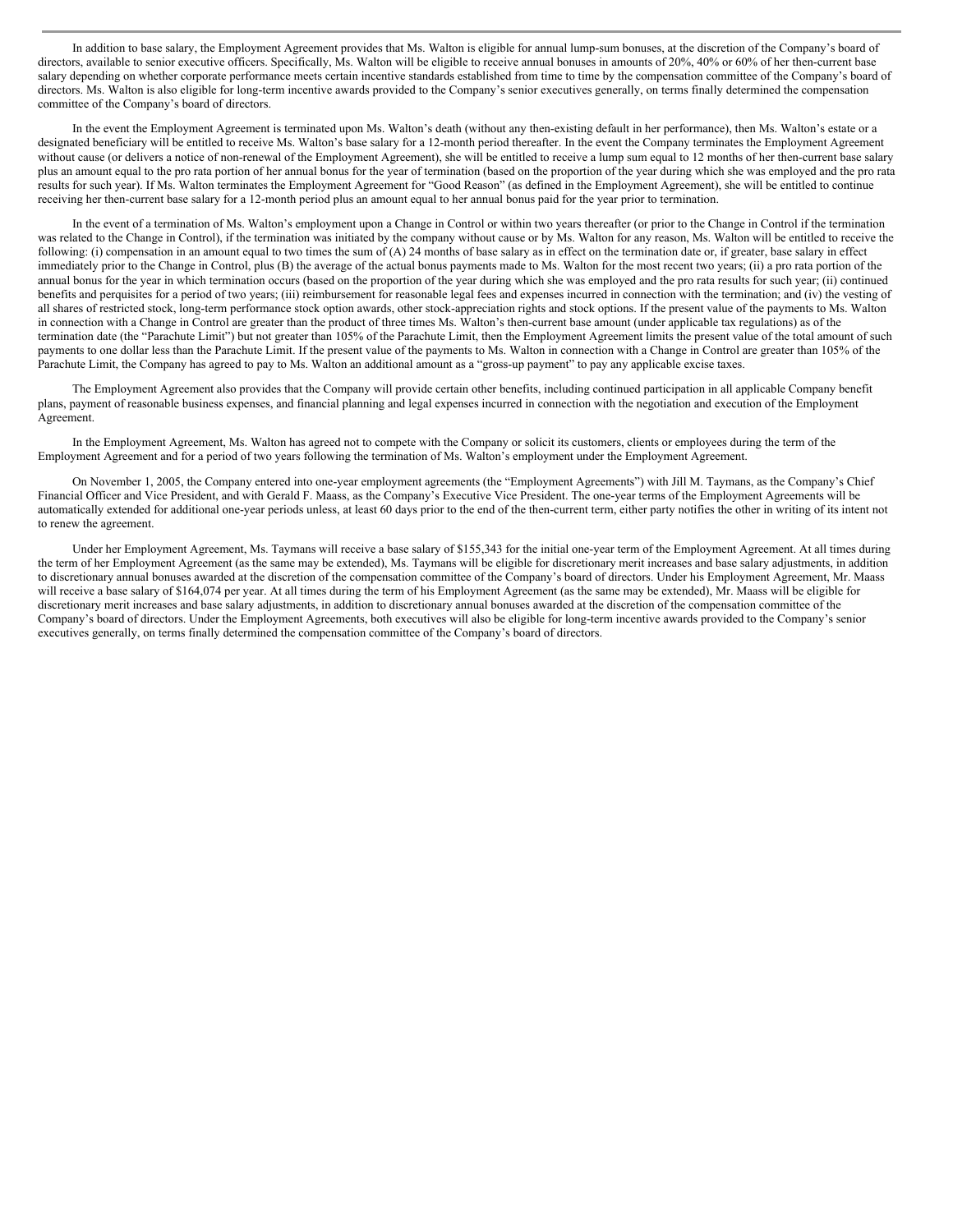In addition to base salary, the Employment Agreement provides that Ms. Walton is eligible for annual lump-sum bonuses, at the discretion of the Company's board of directors, available to senior executive officers. Specifically, Ms. Walton will be eligible to receive annual bonuses in amounts of 20%, 40% or 60% of her then-current base salary depending on whether corporate performance meets certain incentive standards established from time to time by the compensation committee of the Company's board of directors. Ms. Walton is also eligible for long-term incentive awards provided to the Company's senior executives generally, on terms finally determined the compensation committee of the Company's board of directors.

In the event the Employment Agreement is terminated upon Ms. Walton's death (without any then-existing default in her performance), then Ms. Walton's estate or a designated beneficiary will be entitled to receive Ms. Walton's base salary for a 12-month period thereafter. In the event the Company terminates the Employment Agreement without cause (or delivers a notice of non-renewal of the Employment Agreement), she will be entitled to receive a lump sum equal to 12 months of her then-current base salary plus an amount equal to the pro rata portion of her annual bonus for the year of termination (based on the proportion of the year during which she was employed and the pro rata results for such year). If Ms. Walton terminates the Employment Agreement for "Good Reason" (as defined in the Employment Agreement), she will be entitled to continue receiving her then-current base salary for a 12-month period plus an amount equal to her annual bonus paid for the year prior to termination.

In the event of a termination of Ms. Walton's employment upon a Change in Control or within two years thereafter (or prior to the Change in Control if the termination was related to the Change in Control), if the termination was initiated by the company without cause or by Ms. Walton for any reason, Ms. Walton will be entitled to receive the following: (i) compensation in an amount equal to two times the sum of (A) 24 months of base salary as in effect on the termination date or, if greater, base salary in effect immediately prior to the Change in Control, plus (B) the average of the actual bonus payments made to Ms. Walton for the most recent two years; (ii) a pro rata portion of the annual bonus for the year in which termination occurs (based on the proportion of the year during which she was employed and the pro rata results for such year; (ii) continued benefits and perquisites for a period of two years; (iii) reimbursement for reasonable legal fees and expenses incurred in connection with the termination; and (iv) the vesting of all shares of restricted stock, long-term performance stock option awards, other stock-appreciation rights and stock options. If the present value of the payments to Ms. Walton in connection with a Change in Control are greater than the product of three times Ms. Walton's then-current base amount (under applicable tax regulations) as of the termination date (the "Parachute Limit") but not greater than 105% of the Parachute Limit, then the Employment Agreement limits the present value of the total amount of such payments to one dollar less than the Parachute Limit. If the present value of the payments to Ms. Walton in connection with a Change in Control are greater than 105% of the Parachute Limit, the Company has agreed to pay to Ms. Walton an additional amount as a "gross-up payment" to pay any applicable excise taxes.

The Employment Agreement also provides that the Company will provide certain other benefits, including continued participation in all applicable Company benefit plans, payment of reasonable business expenses, and financial planning and legal expenses incurred in connection with the negotiation and execution of the Employment Agreement.

In the Employment Agreement, Ms. Walton has agreed not to compete with the Company or solicit its customers, clients or employees during the term of the Employment Agreement and for a period of two years following the termination of Ms. Walton's employment under the Employment Agreement.

On November 1, 2005, the Company entered into one-year employment agreements (the "Employment Agreements") with Jill M. Taymans, as the Company's Chief Financial Officer and Vice President, and with Gerald F. Maass, as the Company's Executive Vice President. The one-year terms of the Employment Agreements will be automatically extended for additional one-year periods unless, at least 60 days prior to the end of the then-current term, either party notifies the other in writing of its intent not to renew the agreement.

Under her Employment Agreement, Ms. Taymans will receive a base salary of $155,343 for the initial one-year term of the Employment Agreement. At all times during the term of her Employment Agreement (as the same may be extended), Ms. Taymans will be eligible for discretionary merit increases and base salary adjustments, in addition to discretionary annual bonuses awarded at the discretion of the compensation committee of the Company's board of directors. Under his Employment Agreement, Mr. Maass will receive a base salary of $164,074 per year. At all times during the term of his Employment Agreement (as the same may be extended), Mr. Maass will be eligible for discretionary merit increases and base salary adjustments, in addition to discretionary annual bonuses awarded at the discretion of the compensation committee of the Company's board of directors. Under the Employment Agreements, both executives will also be eligible for long-term incentive awards provided to the Company's senior executives generally, on terms finally determined the compensation committee of the Company's board of directors.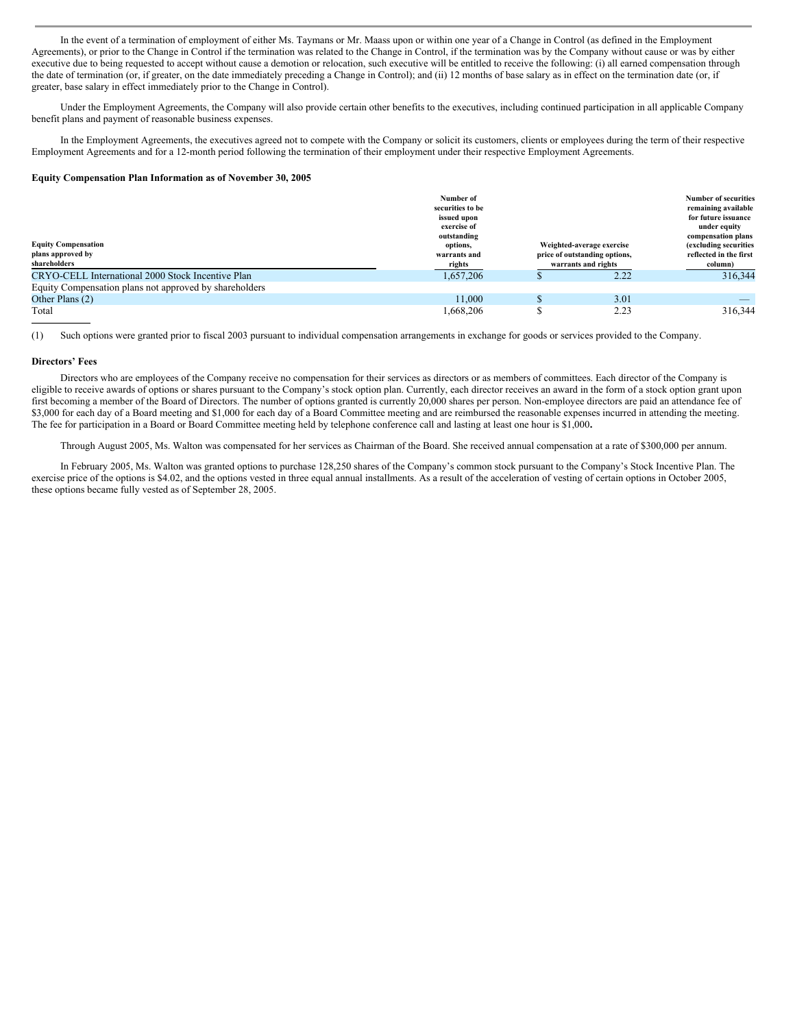In the event of a termination of employment of either Ms. Taymans or Mr. Maass upon or within one year of a Change in Control (as defined in the Employment Agreements), or prior to the Change in Control if the termination was related to the Change in Control, if the termination was by the Company without cause or was by either executive due to being requested to accept without cause a demotion or relocation, such executive will be entitled to receive the following: (i) all earned compensation through the date of termination (or, if greater, on the date immediately preceding a Change in Control); and (ii) 12 months of base salary as in effect on the termination date (or, if greater, base salary in effect immediately prior to the Change in Control).

Under the Employment Agreements, the Company will also provide certain other benefits to the executives, including continued participation in all applicable Company benefit plans and payment of reasonable business expenses.

In the Employment Agreements, the executives agreed not to compete with the Company or solicit its customers, clients or employees during the term of their respective Employment Agreements and for a 12-month period following the termination of their employment under their respective Employment Agreements.

**Equity Compensation Plan Information as of November 30, 2005**

| Equity Compensation plans approved by shareholders | Number of securities to be issued upon exercise of outstanding options, warrants and rights | Weighted-average exercise price of outstanding options, warrants and rights | Number of securities remaining available for future issuance under equity compensation plans (excluding securities reflected in the first column) |
|---|---|---|---|
| CRYO-CELL International 2000 Stock Incentive Plan | 1,657,206 | $ 2.22 | 316,344 |
| Equity Compensation plans not approved by shareholders | | | |
| Other Plans (2) | 11,000 | $ 3.01 | — |
| Total | 1,668,206 | $ 2.23 | 316,344 |

(1) Such options were granted prior to fiscal 2003 pursuant to individual compensation arrangements in exchange for goods or services provided to the Company.

**Directors' Fees**

Directors who are employees of the Company receive no compensation for their services as directors or as members of committees. Each director of the Company is eligible to receive awards of options or shares pursuant to the Company's stock option plan. Currently, each director receives an award in the form of a stock option grant upon first becoming a member of the Board of Directors. The number of options granted is currently 20,000 shares per person. Non-employee directors are paid an attendance fee of $3,000 for each day of a Board meeting and $1,000 for each day of a Board Committee meeting and are reimbursed the reasonable expenses incurred in attending the meeting. The fee for participation in a Board or Board Committee meeting held by telephone conference call and lasting at least one hour is $1,000**.**

Through August 2005, Ms. Walton was compensated for her services as Chairman of the Board. She received annual compensation at a rate of $300,000 per annum.

In February 2005, Ms. Walton was granted options to purchase 128,250 shares of the Company's common stock pursuant to the Company's Stock Incentive Plan. The exercise price of the options is $4.02, and the options vested in three equal annual installments. As a result of the acceleration of vesting of certain options in October 2005, these options became fully vested as of September 28, 2005.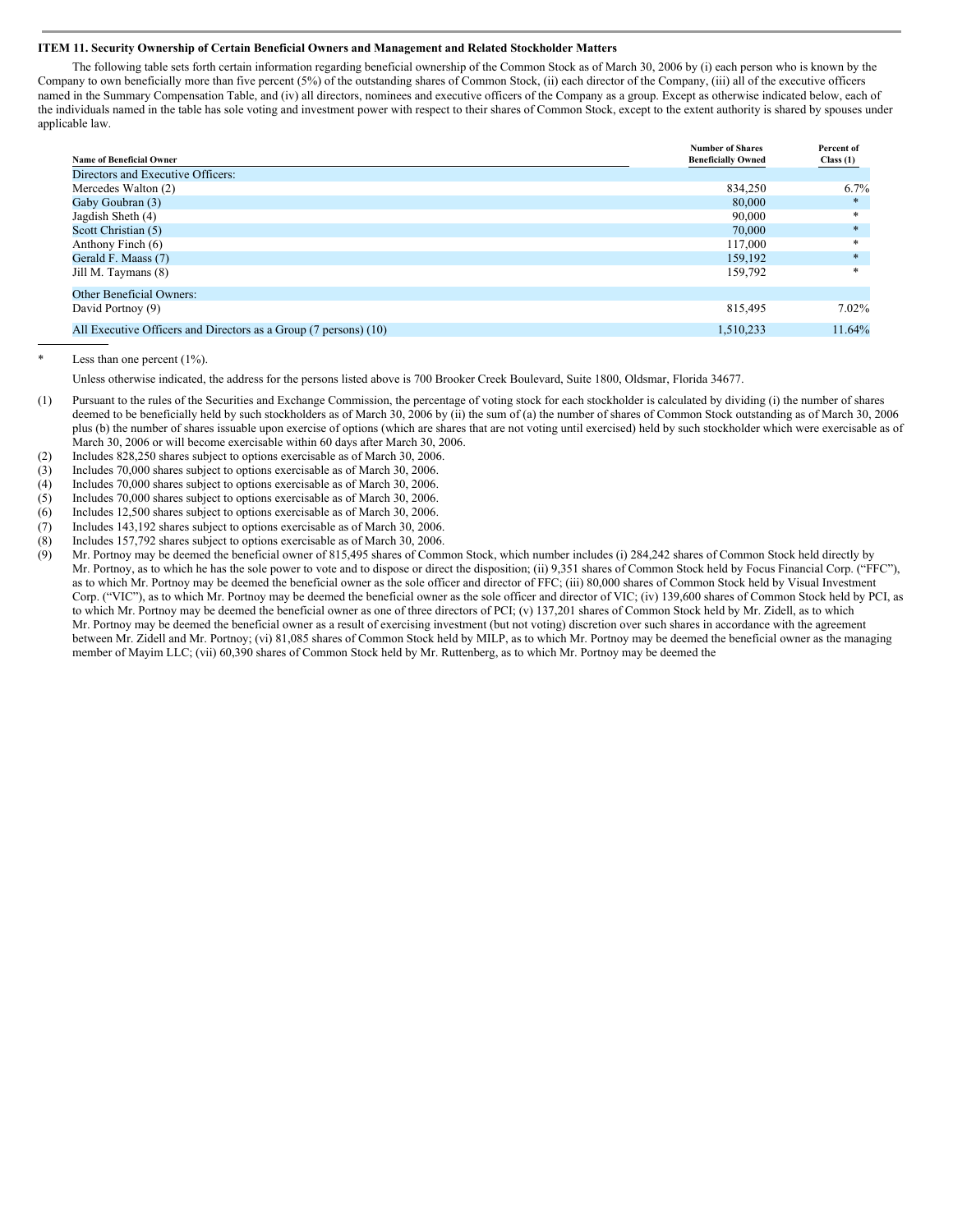### ITEM 11. Security Ownership of Certain Beneficial Owners and Management and Related Stockholder Matters

The following table sets forth certain information regarding beneficial ownership of the Common Stock as of March 30, 2006 by (i) each person who is known by the Company to own beneficially more than five percent (5%) of the outstanding shares of Common Stock, (ii) each director of the Company, (iii) all of the executive officers named in the Summary Compensation Table, and (iv) all directors, nominees and executive officers of the Company as a group. Except as otherwise indicated below, each of the individuals named in the table has sole voting and investment power with respect to their shares of Common Stock, except to the extent authority is shared by spouses under applicable law.

| Name of Beneficial Owner | Number of Shares Beneficially Owned | Percent of Class (1) |
|---|---|---|
| Directors and Executive Officers: | | |
| Mercedes Walton (2) | 834,250 | 6.7% |
| Gaby Goubran (3) | 80,000 | * |
| Jagdish Sheth (4) | 90,000 | * |
| Scott Christian (5) | 70,000 | * |
| Anthony Finch (6) | 117,000 | * |
| Gerald F. Maass (7) | 159,192 | * |
| Jill M. Taymans (8) | 159,792 | * |
| Other Beneficial Owners: | | |
| David Portnoy (9) | 815,495 | 7.02% |
| All Executive Officers and Directors as a Group (7 persons) (10) | 1,510,233 | 11.64% |

\* Less than one percent (1%).

Unless otherwise indicated, the address for the persons listed above is 700 Brooker Creek Boulevard, Suite 1800, Oldsmar, Florida 34677.

(1) Pursuant to the rules of the Securities and Exchange Commission, the percentage of voting stock for each stockholder is calculated by dividing (i) the number of shares deemed to be beneficially held by such stockholders as of March 30, 2006 by (ii) the sum of (a) the number of shares of Common Stock outstanding as of March 30, 2006 plus (b) the number of shares issuable upon exercise of options (which are shares that are not voting until exercised) held by such stockholder which were exercisable as of March 30, 2006 or will become exercisable within 60 days after March 30, 2006.

(2) Includes 828,250 shares subject to options exercisable as of March 30, 2006.

(3) Includes 70,000 shares subject to options exercisable as of March 30, 2006.

(4) Includes 70,000 shares subject to options exercisable as of March 30, 2006.

(5) Includes 70,000 shares subject to options exercisable as of March 30, 2006.

(6) Includes 12,500 shares subject to options exercisable as of March 30, 2006.

(7) Includes 143,192 shares subject to options exercisable as of March 30, 2006.

(8) Includes 157,792 shares subject to options exercisable as of March 30, 2006.

(9) Mr. Portnoy may be deemed the beneficial owner of 815,495 shares of Common Stock, which number includes (i) 284,242 shares of Common Stock held directly by Mr. Portnoy, as to which he has the sole power to vote and to dispose or direct the disposition; (ii) 9,351 shares of Common Stock held by Focus Financial Corp. ("FFC"), as to which Mr. Portnoy may be deemed the beneficial owner as the sole officer and director of FFC; (iii) 80,000 shares of Common Stock held by Visual Investment Corp. ("VIC"), as to which Mr. Portnoy may be deemed the beneficial owner as the sole officer and director of VIC; (iv) 139,600 shares of Common Stock held by PCI, as to which Mr. Portnoy may be deemed the beneficial owner as one of three directors of PCI; (v) 137,201 shares of Common Stock held by Mr. Zidell, as to which Mr. Portnoy may be deemed the beneficial owner as a result of exercising investment (but not voting) discretion over such shares in accordance with the agreement between Mr. Zidell and Mr. Portnoy; (vi) 81,085 shares of Common Stock held by MILP, as to which Mr. Portnoy may be deemed the beneficial owner as the managing member of Mayim LLC; (vii) 60,390 shares of Common Stock held by Mr. Ruttenberg, as to which Mr. Portnoy may be deemed the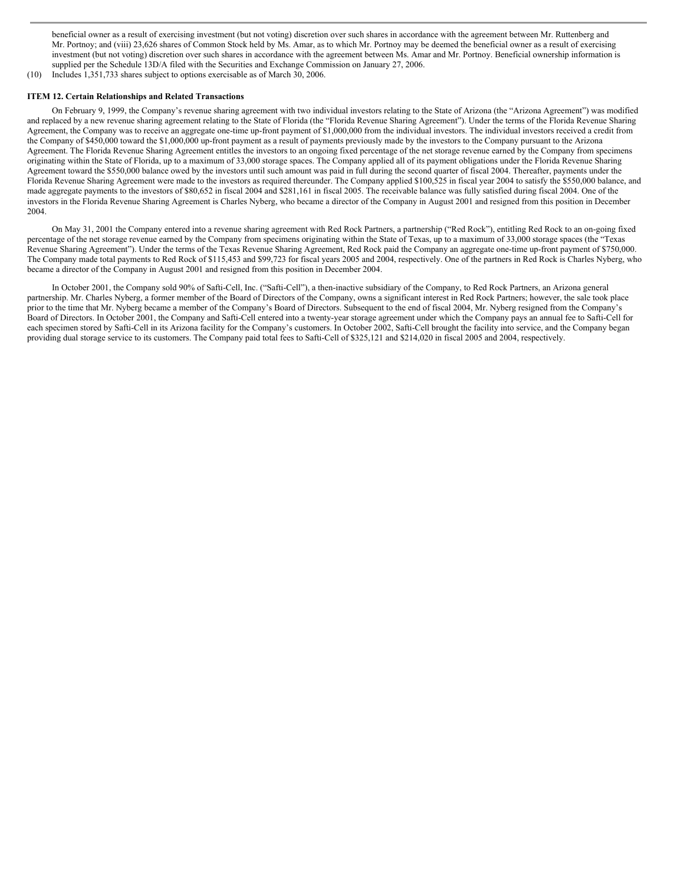beneficial owner as a result of exercising investment (but not voting) discretion over such shares in accordance with the agreement between Mr. Ruttenberg and Mr. Portnoy; and (viii) 23,626 shares of Common Stock held by Ms. Amar, as to which Mr. Portnoy may be deemed the beneficial owner as a result of exercising investment (but not voting) discretion over such shares in accordance with the agreement between Ms. Amar and Mr. Portnoy. Beneficial ownership information is supplied per the Schedule 13D/A filed with the Securities and Exchange Commission on January 27, 2006.

(10) Includes 1,351,733 shares subject to options exercisable as of March 30, 2006.

**ITEM 12. Certain Relationships and Related Transactions**

On February 9, 1999, the Company's revenue sharing agreement with two individual investors relating to the State of Arizona (the "Arizona Agreement") was modified and replaced by a new revenue sharing agreement relating to the State of Florida (the "Florida Revenue Sharing Agreement"). Under the terms of the Florida Revenue Sharing Agreement, the Company was to receive an aggregate one-time up-front payment of $1,000,000 from the individual investors. The individual investors received a credit from the Company of $450,000 toward the $1,000,000 up-front payment as a result of payments previously made by the investors to the Company pursuant to the Arizona Agreement. The Florida Revenue Sharing Agreement entitles the investors to an ongoing fixed percentage of the net storage revenue earned by the Company from specimens originating within the State of Florida, up to a maximum of 33,000 storage spaces. The Company applied all of its payment obligations under the Florida Revenue Sharing Agreement toward the $550,000 balance owed by the investors until such amount was paid in full during the second quarter of fiscal 2004. Thereafter, payments under the Florida Revenue Sharing Agreement were made to the investors as required thereunder. The Company applied $100,525 in fiscal year 2004 to satisfy the $550,000 balance, and made aggregate payments to the investors of $80,652 in fiscal 2004 and $281,161 in fiscal 2005. The receivable balance was fully satisfied during fiscal 2004. One of the investors in the Florida Revenue Sharing Agreement is Charles Nyberg, who became a director of the Company in August 2001 and resigned from this position in December 2004.

On May 31, 2001 the Company entered into a revenue sharing agreement with Red Rock Partners, a partnership ("Red Rock"), entitling Red Rock to an on-going fixed percentage of the net storage revenue earned by the Company from specimens originating within the State of Texas, up to a maximum of 33,000 storage spaces (the "Texas Revenue Sharing Agreement"). Under the terms of the Texas Revenue Sharing Agreement, Red Rock paid the Company an aggregate one-time up-front payment of $750,000. The Company made total payments to Red Rock of $115,453 and $99,723 for fiscal years 2005 and 2004, respectively. One of the partners in Red Rock is Charles Nyberg, who became a director of the Company in August 2001 and resigned from this position in December 2004.

In October 2001, the Company sold 90% of Safti-Cell, Inc. ("Safti-Cell"), a then-inactive subsidiary of the Company, to Red Rock Partners, an Arizona general partnership. Mr. Charles Nyberg, a former member of the Board of Directors of the Company, owns a significant interest in Red Rock Partners; however, the sale took place prior to the time that Mr. Nyberg became a member of the Company's Board of Directors. Subsequent to the end of fiscal 2004, Mr. Nyberg resigned from the Company's Board of Directors. In October 2001, the Company and Safti-Cell entered into a twenty-year storage agreement under which the Company pays an annual fee to Safti-Cell for each specimen stored by Safti-Cell in its Arizona facility for the Company's customers. In October 2002, Safti-Cell brought the facility into service, and the Company began providing dual storage service to its customers. The Company paid total fees to Safti-Cell of $325,121 and $214,020 in fiscal 2005 and 2004, respectively.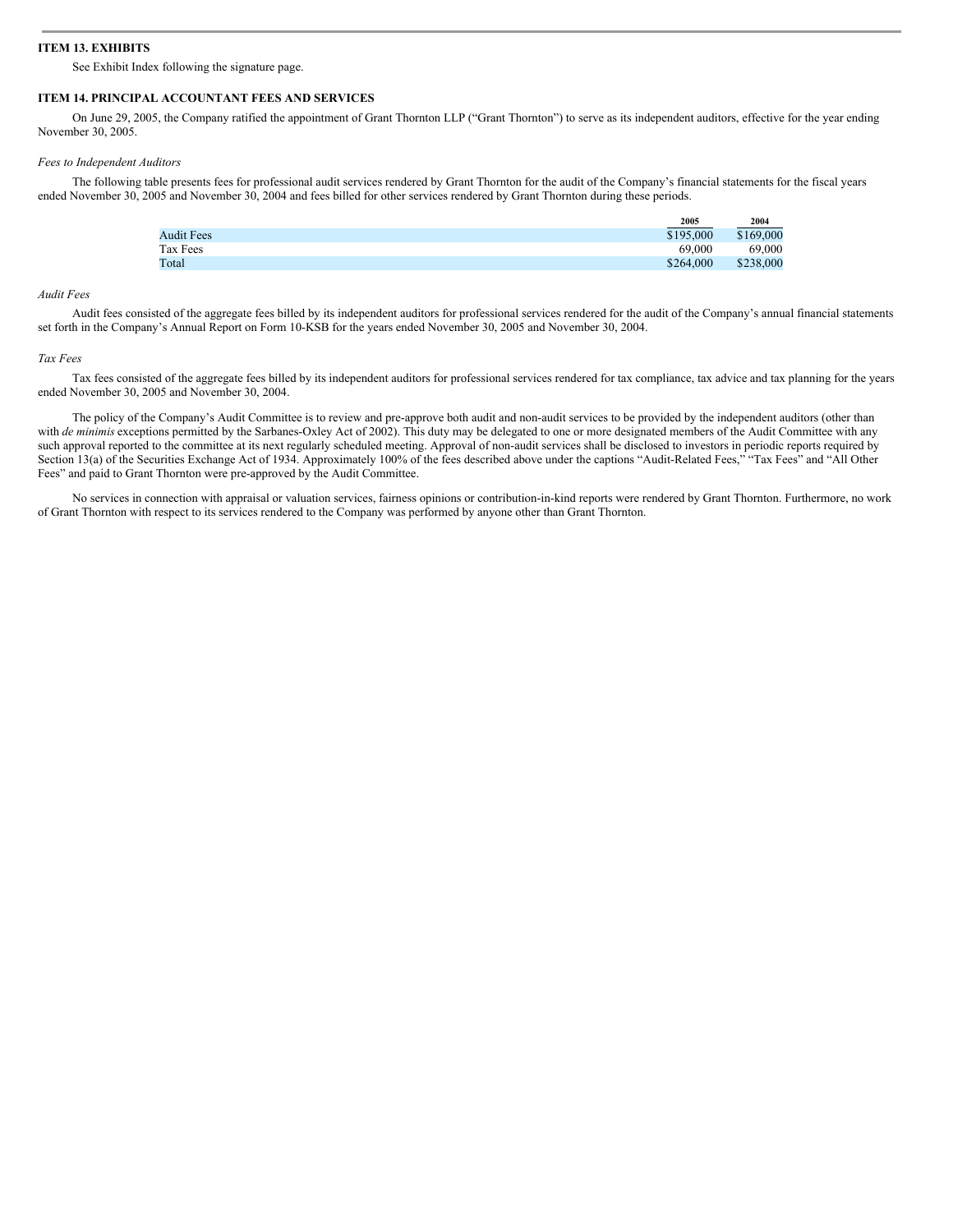## ITEM 13. EXHIBITS

See Exhibit Index following the signature page.

## ITEM 14. PRINCIPAL ACCOUNTANT FEES AND SERVICES

On June 29, 2005, the Company ratified the appointment of Grant Thornton LLP ("Grant Thornton") to serve as its independent auditors, effective for the year ending November 30, 2005.

*Fees to Independent Auditors*

The following table presents fees for professional audit services rendered by Grant Thornton for the audit of the Company's financial statements for the fiscal years ended November 30, 2005 and November 30, 2004 and fees billed for other services rendered by Grant Thornton during these periods.

| | 2005 | 2004 |
|---|---|---|
| Audit Fees | $195,000 | $169,000 |
| Tax Fees | 69,000 | 69,000 |
| Total | $264,000 | $238,000 |

*Audit Fees*

Audit fees consisted of the aggregate fees billed by its independent auditors for professional services rendered for the audit of the Company's annual financial statements set forth in the Company's Annual Report on Form 10-KSB for the years ended November 30, 2005 and November 30, 2004.

*Tax Fees*

Tax fees consisted of the aggregate fees billed by its independent auditors for professional services rendered for tax compliance, tax advice and tax planning for the years ended November 30, 2005 and November 30, 2004.

The policy of the Company's Audit Committee is to review and pre-approve both audit and non-audit services to be provided by the independent auditors (other than with *de minimis* exceptions permitted by the Sarbanes-Oxley Act of 2002). This duty may be delegated to one or more designated members of the Audit Committee with any such approval reported to the committee at its next regularly scheduled meeting. Approval of non-audit services shall be disclosed to investors in periodic reports required by Section 13(a) of the Securities Exchange Act of 1934. Approximately 100% of the fees described above under the captions "Audit-Related Fees," "Tax Fees" and "All Other Fees" and paid to Grant Thornton were pre-approved by the Audit Committee.

No services in connection with appraisal or valuation services, fairness opinions or contribution-in-kind reports were rendered by Grant Thornton. Furthermore, no work of Grant Thornton with respect to its services rendered to the Company was performed by anyone other than Grant Thornton.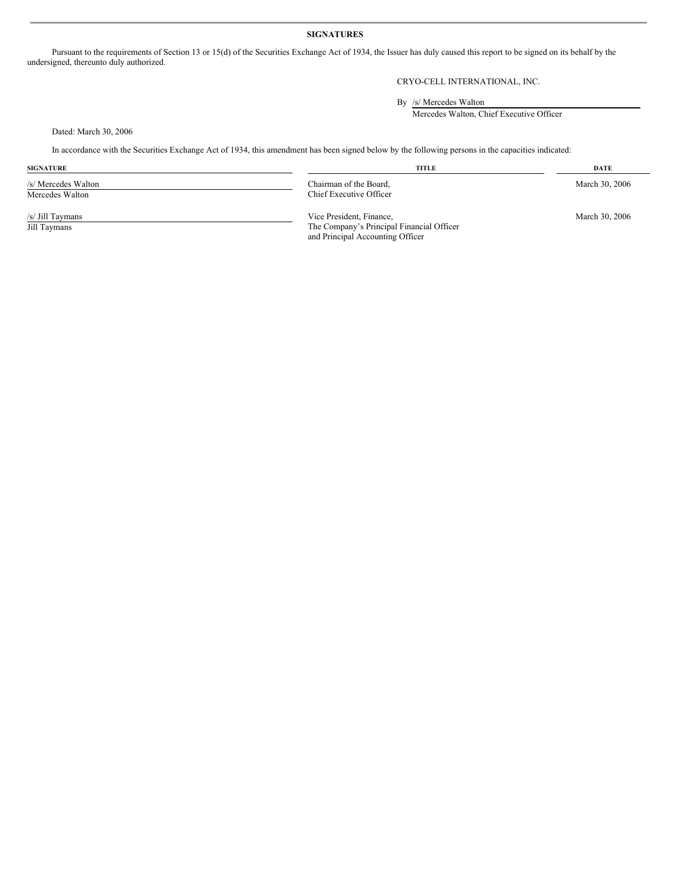## SIGNATURES

Pursuant to the requirements of Section 13 or 15(d) of the Securities Exchange Act of 1934, the Issuer has duly caused this report to be signed on its behalf by the undersigned, thereunto duly authorized.

CRYO-CELL INTERNATIONAL, INC.

By /s/ Mercedes Walton
Mercedes Walton, Chief Executive Officer

Dated: March 30, 2006

In accordance with the Securities Exchange Act of 1934, this amendment has been signed below by the following persons in the capacities indicated:

| SIGNATURE | TITLE | DATE |
|---|---|---|
| /s/ Mercedes Walton<br>Mercedes Walton | Chairman of the Board,<br>Chief Executive Officer | March 30, 2006 |
| /s/ Jill Taymans<br>Jill Taymans | Vice President, Finance,<br>The Company's Principal Financial Officer<br>and Principal Accounting Officer | March 30, 2006 |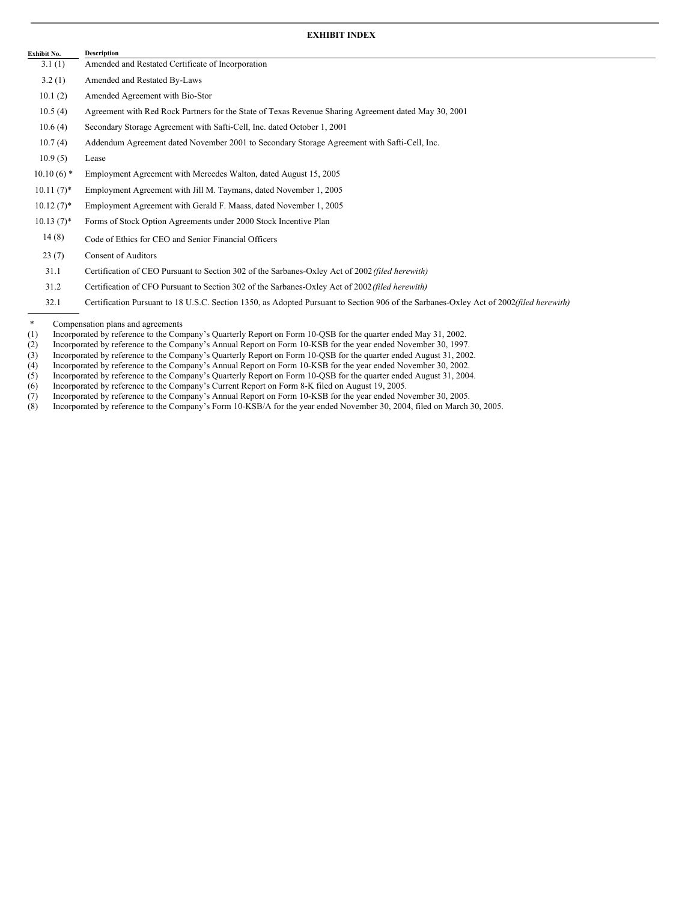## EXHIBIT INDEX

| Exhibit No. | Description |
|---|---|
| 3.1 (1) | Amended and Restated Certificate of Incorporation |
| 3.2 (1) | Amended and Restated By-Laws |
| 10.1 (2) | Amended Agreement with Bio-Stor |
| 10.5 (4) | Agreement with Red Rock Partners for the State of Texas Revenue Sharing Agreement dated May 30, 2001 |
| 10.6 (4) | Secondary Storage Agreement with Safti-Cell, Inc. dated October 1, 2001 |
| 10.7 (4) | Addendum Agreement dated November 2001 to Secondary Storage Agreement with Safti-Cell, Inc. |
| 10.9 (5) | Lease |
| 10.10 (6) * | Employment Agreement with Mercedes Walton, dated August 15, 2005 |
| 10.11 (7)* | Employment Agreement with Jill M. Taymans, dated November 1, 2005 |
| 10.12 (7)* | Employment Agreement with Gerald F. Maass, dated November 1, 2005 |
| 10.13 (7)* | Forms of Stock Option Agreements under 2000 Stock Incentive Plan |
| 14 (8) | Code of Ethics for CEO and Senior Financial Officers |
| 23 (7) | Consent of Auditors |
| 31.1 | Certification of CEO Pursuant to Section 302 of the Sarbanes-Oxley Act of 2002 *(filed herewith)* |
| 31.2 | Certification of CFO Pursuant to Section 302 of the Sarbanes-Oxley Act of 2002 *(filed herewith)* |
| 32.1 | Certification Pursuant to 18 U.S.C. Section 1350, as Adopted Pursuant to Section 906 of the Sarbanes-Oxley Act of 2002 *(filed herewith)* |

\* Compensation plans and agreements

(1) Incorporated by reference to the Company's Quarterly Report on Form 10-QSB for the quarter ended May 31, 2002.

(2) Incorporated by reference to the Company's Annual Report on Form 10-KSB for the year ended November 30, 1997.

(3) Incorporated by reference to the Company's Quarterly Report on Form 10-QSB for the quarter ended August 31, 2002.

(4) Incorporated by reference to the Company's Annual Report on Form 10-KSB for the year ended November 30, 2002.

(5) Incorporated by reference to the Company's Quarterly Report on Form 10-QSB for the quarter ended August 31, 2004.

(6) Incorporated by reference to the Company's Current Report on Form 8-K filed on August 19, 2005.

(7) Incorporated by reference to the Company's Annual Report on Form 10-KSB for the year ended November 30, 2005.

(8) Incorporated by reference to the Company's Form 10-KSB/A for the year ended November 30, 2004, filed on March 30, 2005.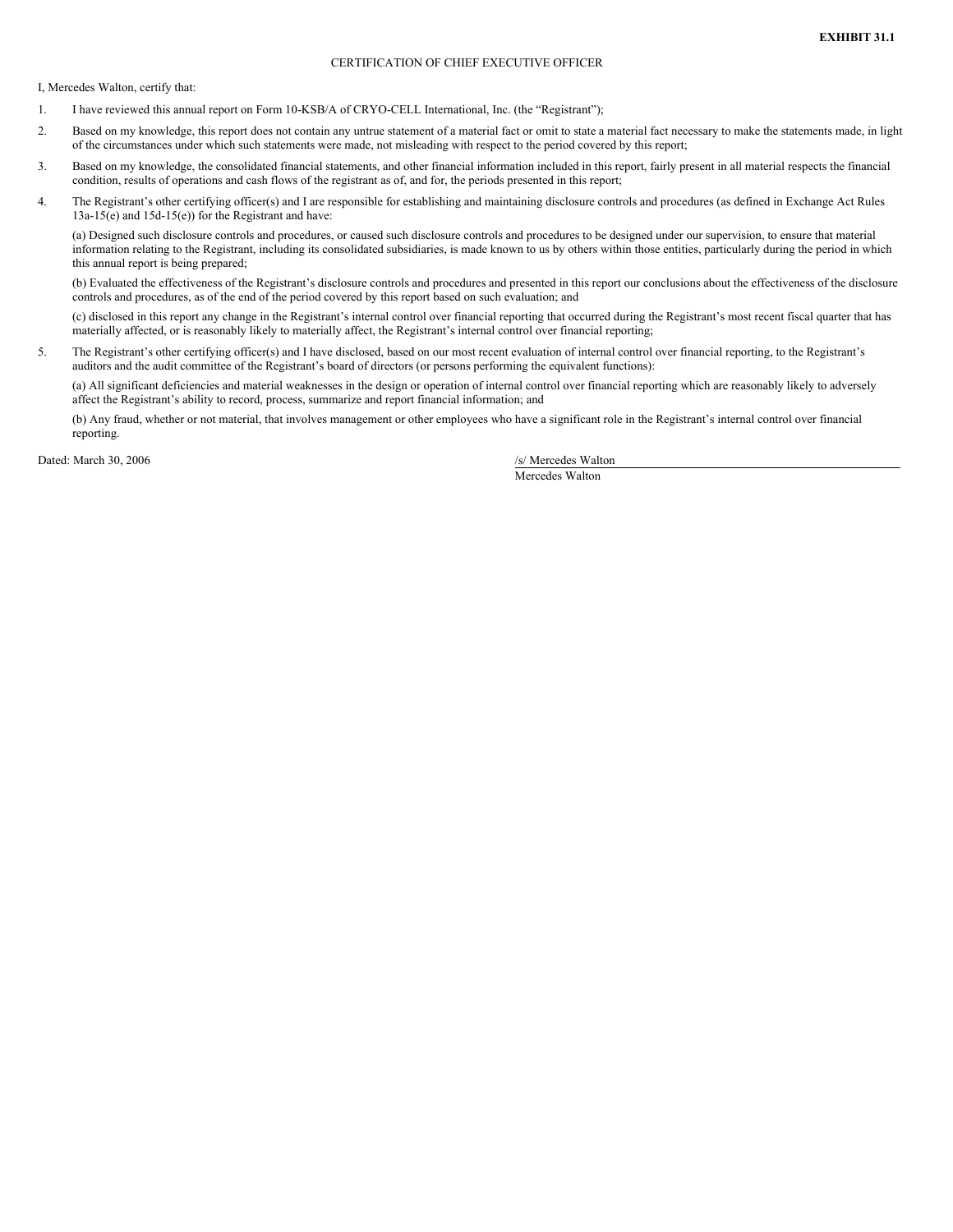**EXHIBIT 31.1**

CERTIFICATION OF CHIEF EXECUTIVE OFFICER

I, Mercedes Walton, certify that:

1. I have reviewed this annual report on Form 10-KSB/A of CRYO-CELL International, Inc. (the "Registrant");

2. Based on my knowledge, this report does not contain any untrue statement of a material fact or omit to state a material fact necessary to make the statements made, in light of the circumstances under which such statements were made, not misleading with respect to the period covered by this report;

3. Based on my knowledge, the consolidated financial statements, and other financial information included in this report, fairly present in all material respects the financial condition, results of operations and cash flows of the registrant as of, and for, the periods presented in this report;

4. The Registrant's other certifying officer(s) and I are responsible for establishing and maintaining disclosure controls and procedures (as defined in Exchange Act Rules 13a-15(e) and 15d-15(e)) for the Registrant and have:

   (a) Designed such disclosure controls and procedures, or caused such disclosure controls and procedures to be designed under our supervision, to ensure that material information relating to the Registrant, including its consolidated subsidiaries, is made known to us by others within those entities, particularly during the period in which this annual report is being prepared;

   (b) Evaluated the effectiveness of the Registrant's disclosure controls and procedures and presented in this report our conclusions about the effectiveness of the disclosure controls and procedures, as of the end of the period covered by this report based on such evaluation; and

   (c) disclosed in this report any change in the Registrant's internal control over financial reporting that occurred during the Registrant's most recent fiscal quarter that has materially affected, or is reasonably likely to materially affect, the Registrant's internal control over financial reporting;

5. The Registrant's other certifying officer(s) and I have disclosed, based on our most recent evaluation of internal control over financial reporting, to the Registrant's auditors and the audit committee of the Registrant's board of directors (or persons performing the equivalent functions):

   (a) All significant deficiencies and material weaknesses in the design or operation of internal control over financial reporting which are reasonably likely to adversely affect the Registrant's ability to record, process, summarize and report financial information; and

   (b) Any fraud, whether or not material, that involves management or other employees who have a significant role in the Registrant's internal control over financial reporting.

Dated: March 30, 2006

/s/ Mercedes Walton

Mercedes Walton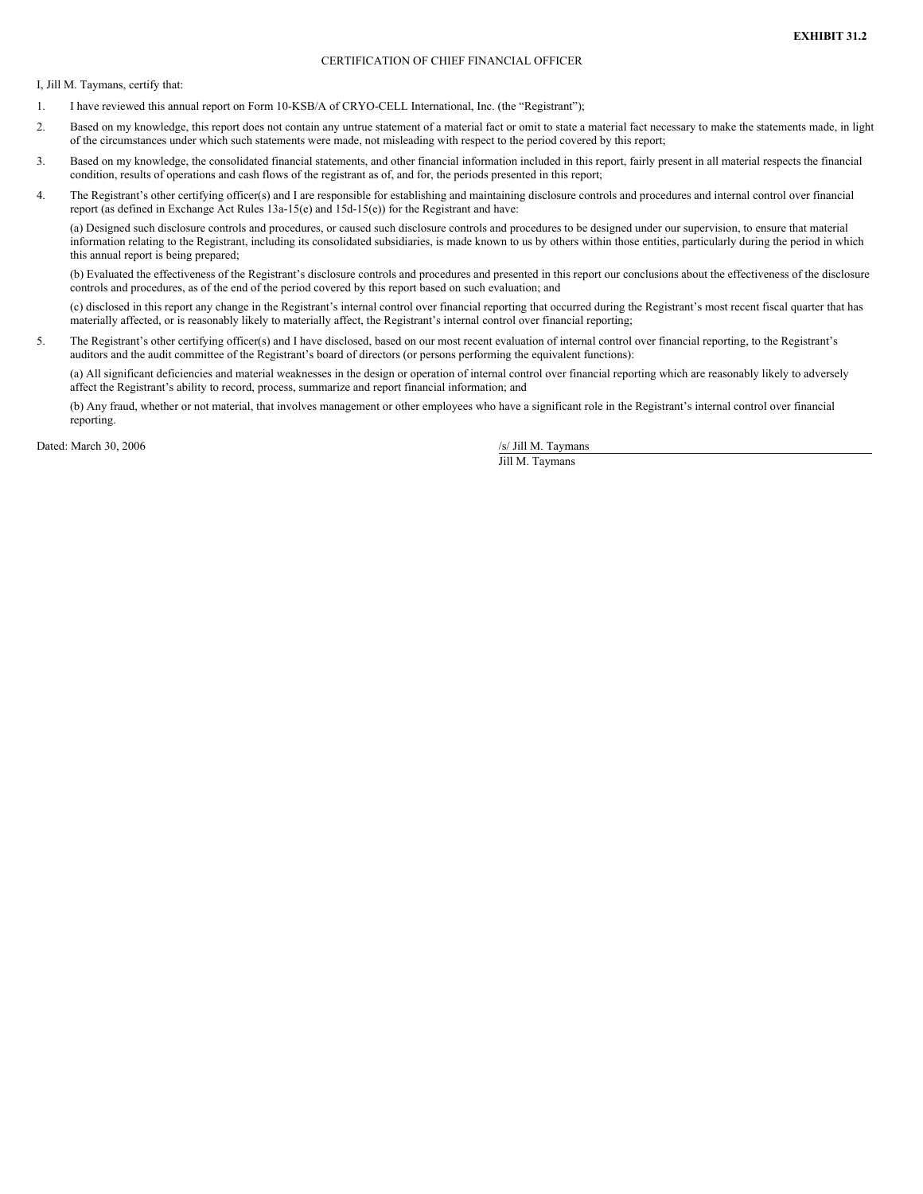**EXHIBIT 31.2**

CERTIFICATION OF CHIEF FINANCIAL OFFICER

I, Jill M. Taymans, certify that:

1. I have reviewed this annual report on Form 10-KSB/A of CRYO-CELL International, Inc. (the "Registrant");

2. Based on my knowledge, this report does not contain any untrue statement of a material fact or omit to state a material fact necessary to make the statements made, in light of the circumstances under which such statements were made, not misleading with respect to the period covered by this report;

3. Based on my knowledge, the consolidated financial statements, and other financial information included in this report, fairly present in all material respects the financial condition, results of operations and cash flows of the registrant as of, and for, the periods presented in this report;

4. The Registrant's other certifying officer(s) and I are responsible for establishing and maintaining disclosure controls and procedures and internal control over financial report (as defined in Exchange Act Rules 13a-15(e) and 15d-15(e)) for the Registrant and have:

   (a) Designed such disclosure controls and procedures, or caused such disclosure controls and procedures to be designed under our supervision, to ensure that material information relating to the Registrant, including its consolidated subsidiaries, is made known to us by others within those entities, particularly during the period in which this annual report is being prepared;

   (b) Evaluated the effectiveness of the Registrant's disclosure controls and procedures and presented in this report our conclusions about the effectiveness of the disclosure controls and procedures, as of the end of the period covered by this report based on such evaluation; and

   (c) disclosed in this report any change in the Registrant's internal control over financial reporting that occurred during the Registrant's most recent fiscal quarter that has materially affected, or is reasonably likely to materially affect, the Registrant's internal control over financial reporting;

5. The Registrant's other certifying officer(s) and I have disclosed, based on our most recent evaluation of internal control over financial reporting, to the Registrant's auditors and the audit committee of the Registrant's board of directors (or persons performing the equivalent functions):

   (a) All significant deficiencies and material weaknesses in the design or operation of internal control over financial reporting which are reasonably likely to adversely affect the Registrant's ability to record, process, summarize and report financial information; and

   (b) Any fraud, whether or not material, that involves management or other employees who have a significant role in the Registrant's internal control over financial reporting.

Dated: March 30, 2006

/s/ Jill M. Taymans

Jill M. Taymans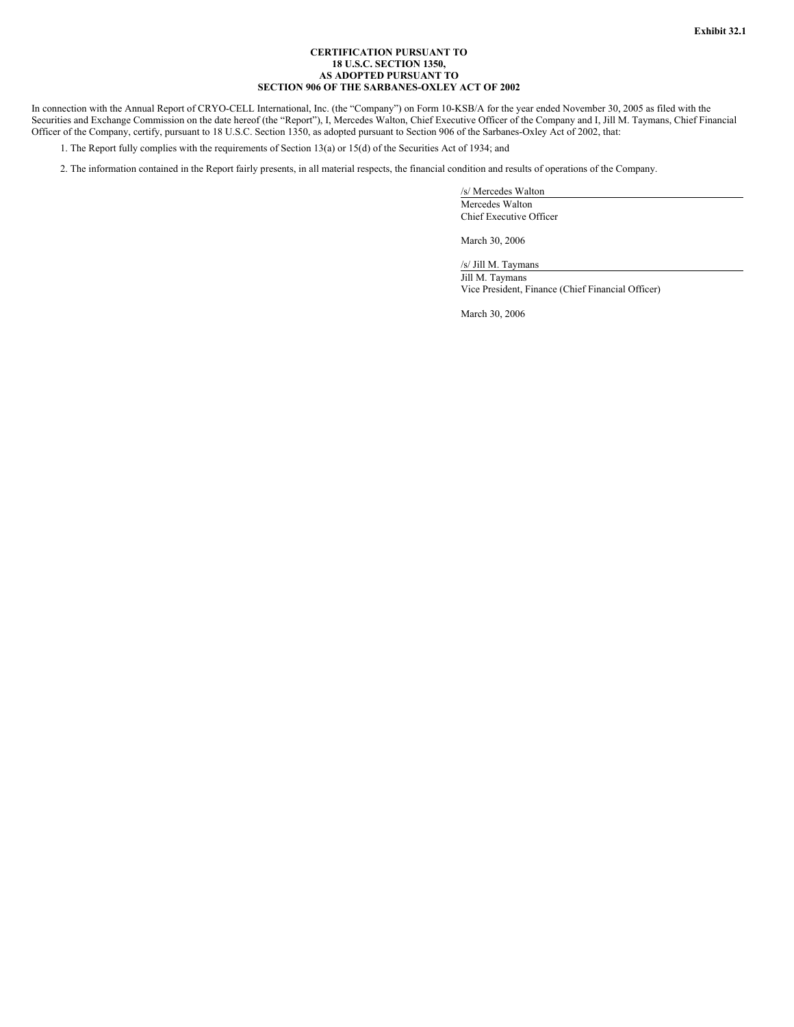**Exhibit 32.1**

**CERTIFICATION PURSUANT TO
18 U.S.C. SECTION 1350,
AS ADOPTED PURSUANT TO
SECTION 906 OF THE SARBANES-OXLEY ACT OF 2002**

In connection with the Annual Report of CRYO-CELL International, Inc. (the “Company”) on Form 10-KSB/A for the year ended November 30, 2005 as filed with the Securities and Exchange Commission on the date hereof (the “Report”), I, Mercedes Walton, Chief Executive Officer of the Company and I, Jill M. Taymans, Chief Financial Officer of the Company, certify, pursuant to 18 U.S.C. Section 1350, as adopted pursuant to Section 906 of the Sarbanes-Oxley Act of 2002, that:

1. The Report fully complies with the requirements of Section 13(a) or 15(d) of the Securities Act of 1934; and

2. The information contained in the Report fairly presents, in all material respects, the financial condition and results of operations of the Company.

/s/ Mercedes Walton
Mercedes Walton
Chief Executive Officer

March 30, 2006

/s/ Jill M. Taymans
Jill M. Taymans
Vice President, Finance (Chief Financial Officer)

March 30, 2006